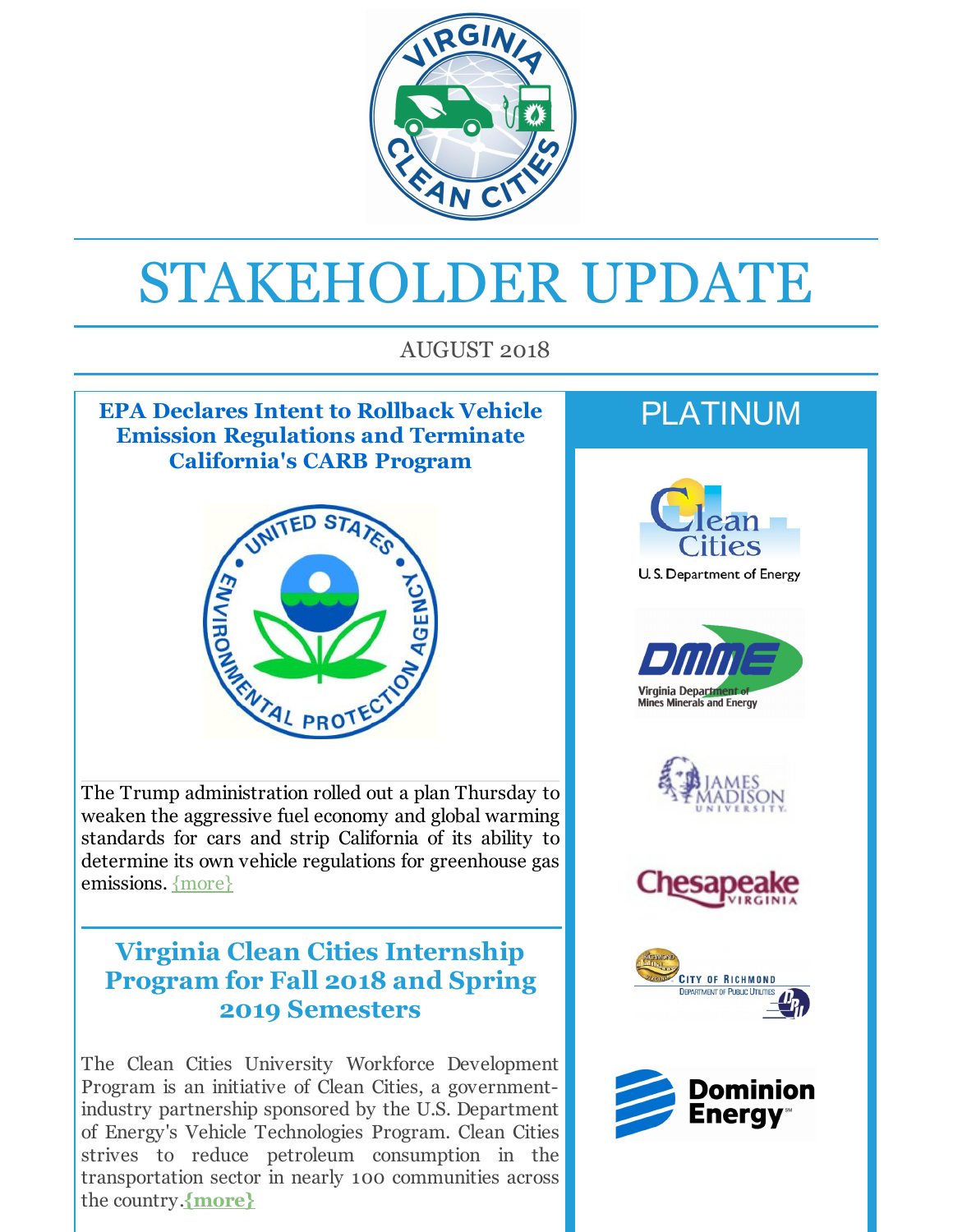# STAKEHOLDER UPDATE

AUGUST 2018

## EPA Declares Intent to Rollback Vehicle Emission Regulations and Terminate California's CARB Program

The Trump administration rolled out a plan Thursday to weaken the aggressive fuel economy and global warming standards for cars and strip California of its ability to determine its own vehicle regulations for greenhouse gas emissions. {more}

## Virginia Clean Cities Internship Program for Fall 2018 and Spring 2019 Semesters

The Clean Cities University Workforce Development Program is an initiative of Clean Cities, a government-industry partnership sponsored by the U.S. Department of Energy's Vehicle Technologies Program. Clean Cities strives to reduce petroleum consumption in the transportation sector in nearly 100 communities across the country.**{more}**

## PLATINUM

Clean Cities U.S. Department of Energy

DMME Virginia Department of Mines Minerals and Energy

James Madison University

Chesapeake Virginia

City of Richmond Department of Public Utilities

Dominion Energy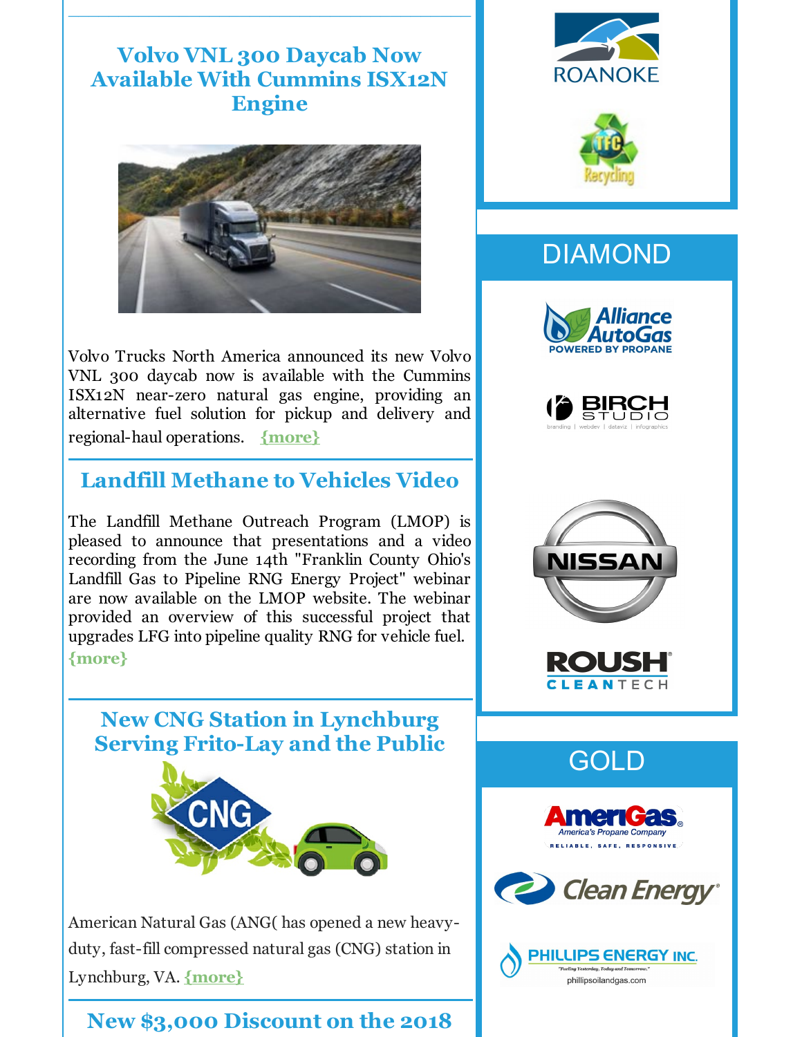## Volvo VNL 300 Daycab Now Available With Cummins ISX12N Engine

Volvo Trucks North America announced its new Volvo VNL 300 daycab now is available with the Cummins ISX12N near-zero natural gas engine, providing an alternative fuel solution for pickup and delivery and regional-haul operations. {more}

## Landfill Methane to Vehicles Video

The Landfill Methane Outreach Program (LMOP) is pleased to announce that presentations and a video recording from the June 14th "Franklin County Ohio's Landfill Gas to Pipeline RNG Energy Project" webinar are now available on the LMOP website. The webinar provided an overview of this successful project that upgrades LFG into pipeline quality RNG for vehicle fuel. {more}

## New CNG Station in Lynchburg Serving Frito-Lay and the Public

American Natural Gas (ANG( has opened a new heavy-duty, fast-fill compressed natural gas (CNG) station in Lynchburg, VA. {more}

## New $3,000 Discount on the 2018

ROANOKE

TFC Recycling

## DIAMOND

Alliance AutoGas POWERED BY PROPANE

BIRCH STUDIO branding | webdev | dataviz | infographics

NISSAN

ROUSH CLEANTECH

## GOLD

AmeriGas® America's Propane Company RELIABLE, SAFE, RESPONSIVE

Clean Energy®

PHILLIPS ENERGY INC. "Fueling Yesterday, Today and Tomorrow." phillipsoilandgas.com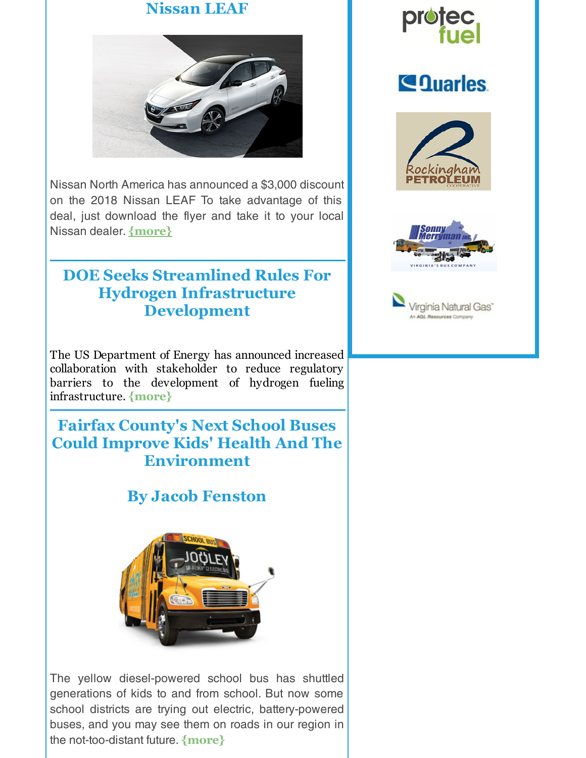## Nissan LEAF

Nissan North America has announced a $3,000 discount on the 2018 Nissan LEAF To take advantage of this deal, just download the flyer and take it to your local Nissan dealer. {more}

## DOE Seeks Streamlined Rules For Hydrogen Infrastructure Development

The US Department of Energy has announced increased collaboration with stakeholder to reduce regulatory barriers to the development of hydrogen fueling infrastructure. {more}

## Fairfax County's Next School Buses Could Improve Kids' Health And The Environment

## By Jacob Fenston

The yellow diesel-powered school bus has shuttled generations of kids to and from school. But now some school districts are trying out electric, battery-powered buses, and you may see them on roads in our region in the not-too-distant future. {more}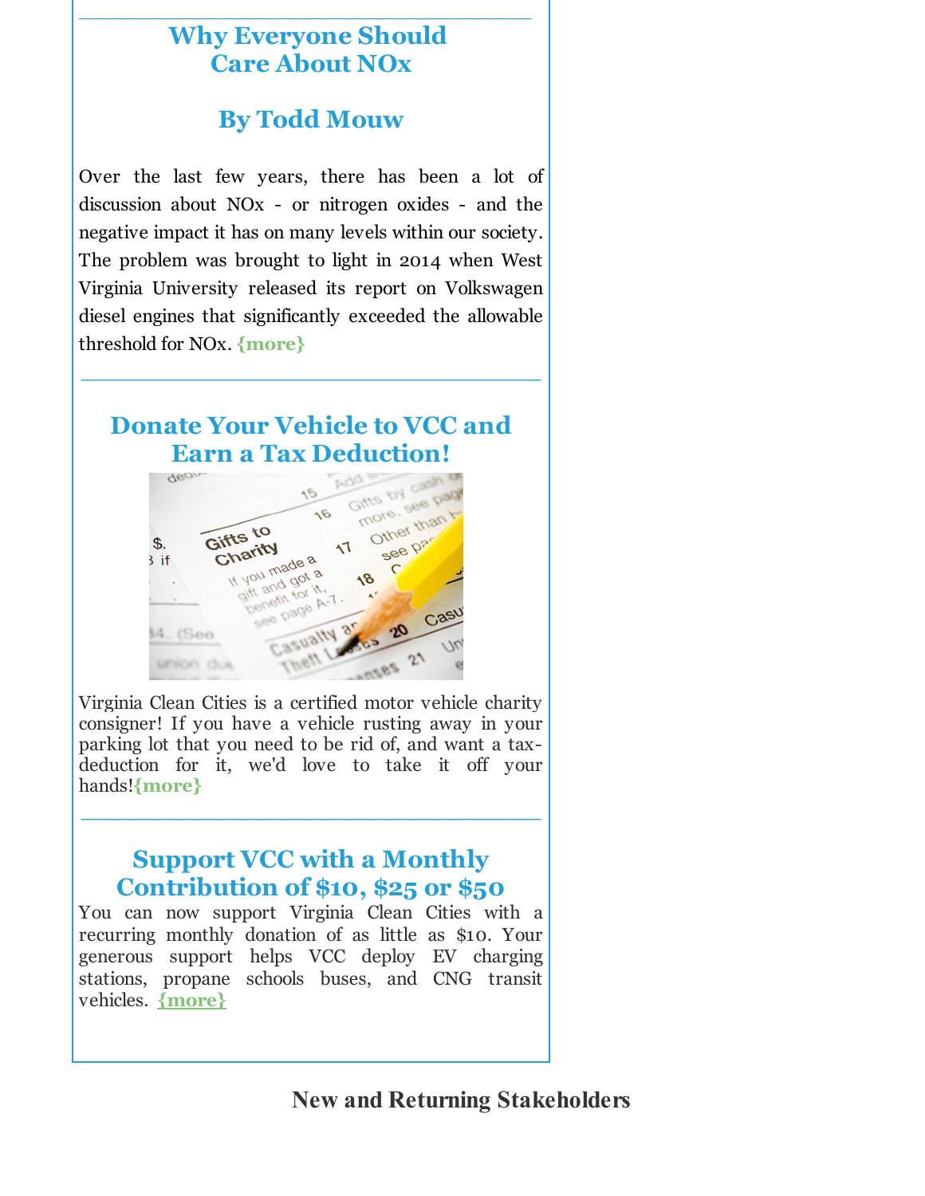## Why Everyone Should Care About NOx

### By Todd Mouw

Over the last few years, there has been a lot of discussion about NOx - or nitrogen oxides - and the negative impact it has on many levels within our society. The problem was brought to light in 2014 when West Virginia University released its report on Volkswagen diesel engines that significantly exceeded the allowable threshold for NOx. **{more}**

---

## Donate Your Vehicle to VCC and Earn a Tax Deduction!

Virginia Clean Cities is a certified motor vehicle charity consigner! If you have a vehicle rusting away in your parking lot that you need to be rid of, and want a tax-deduction for it, we'd love to take it off your hands!**{more}**

---

## Support VCC with a Monthly Contribution of $10, $25 or $50

You can now support Virginia Clean Cities with a recurring monthly donation of as little as $10. Your generous support helps VCC deploy EV charging stations, propane schools buses, and CNG transit vehicles. **{more}**

## New and Returning Stakeholders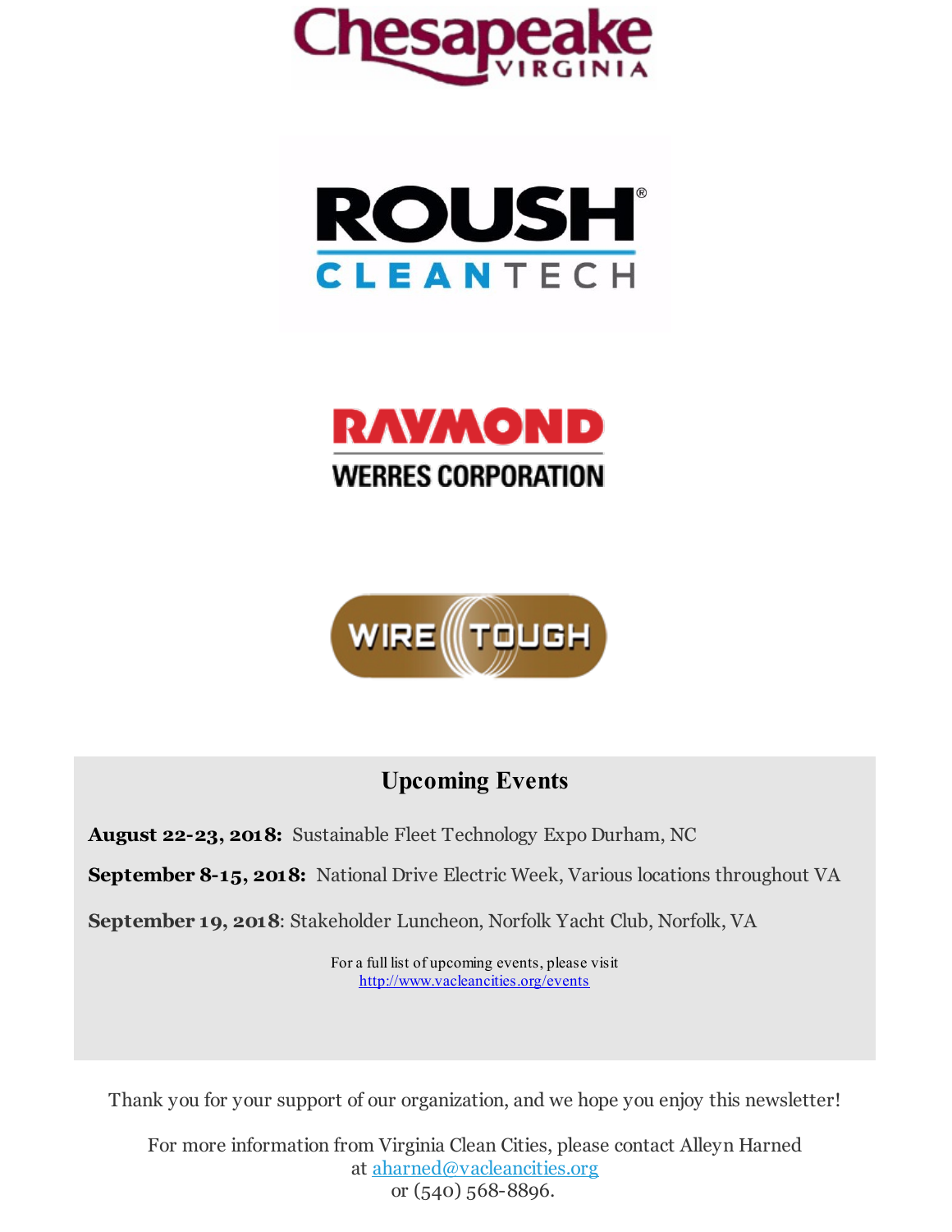Chesapeake VIRGINIA

ROUSH CLEANTECH

RAYMOND WERRES CORPORATION

WIRE TOUGH

## Upcoming Events

**August 22-23, 2018:** Sustainable Fleet Technology Expo Durham, NC

**September 8-15, 2018:** National Drive Electric Week, Various locations throughout VA

**September 19, 2018**: Stakeholder Luncheon, Norfolk Yacht Club, Norfolk, VA

For a full list of upcoming events, please visit
http://www.vacleancities.org/events

Thank you for your support of our organization, and we hope you enjoy this newsletter!

For more information from Virginia Clean Cities, please contact Alleyn Harned at aharned@vacleancities.org or (540) 568-8896.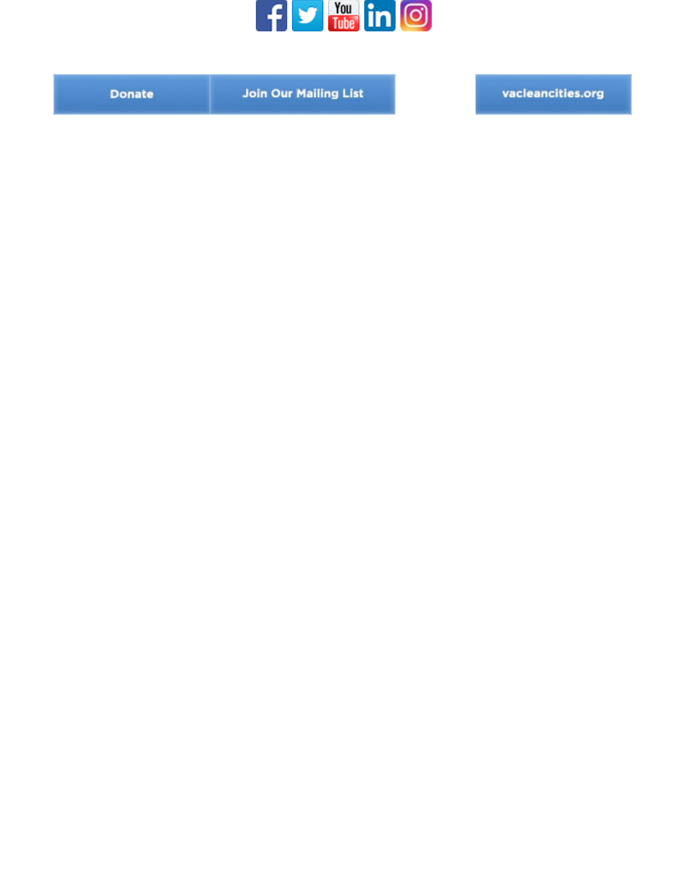Donate | Join Our Mailing List | vacleancities.org